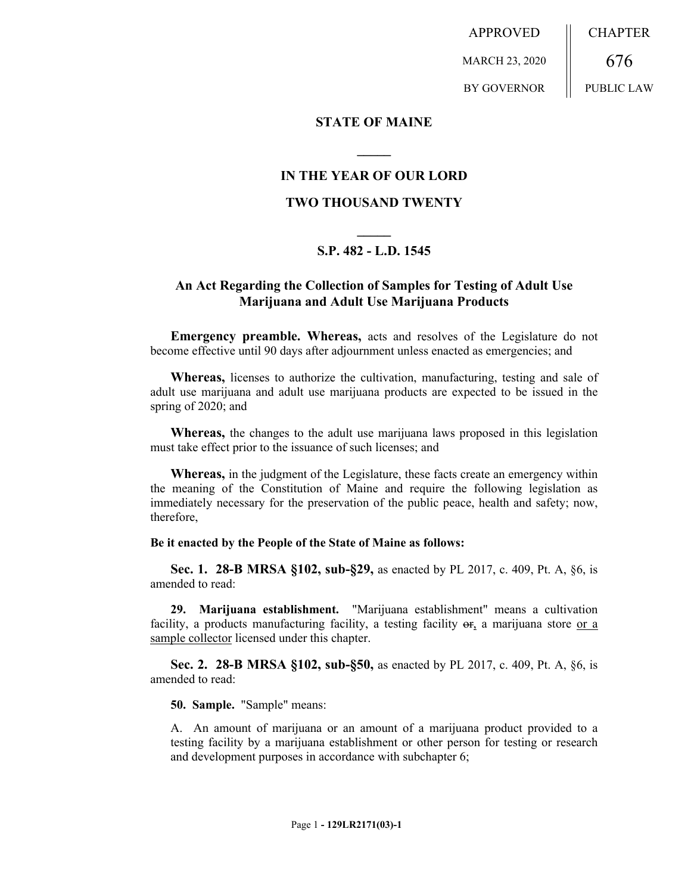APPROVED MARCH 23, 2020 BY GOVERNOR

CHAPTER 676 PUBLIC LAW

**STATE OF MAINE**

**IN THE YEAR OF OUR LORD**

**TWO THOUSAND TWENTY**

**S.P. 482 - L.D. 1545**

## An Act Regarding the Collection of Samples for Testing of Adult Use Marijuana and Adult Use Marijuana Products

**Emergency preamble. Whereas,** acts and resolves of the Legislature do not become effective until 90 days after adjournment unless enacted as emergencies; and

**Whereas,** licenses to authorize the cultivation, manufacturing, testing and sale of adult use marijuana and adult use marijuana products are expected to be issued in the spring of 2020; and

**Whereas,** the changes to the adult use marijuana laws proposed in this legislation must take effect prior to the issuance of such licenses; and

**Whereas,** in the judgment of the Legislature, these facts create an emergency within the meaning of the Constitution of Maine and require the following legislation as immediately necessary for the preservation of the public peace, health and safety; now, therefore,

**Be it enacted by the People of the State of Maine as follows:**

**Sec. 1. 28-B MRSA §102, sub-§29,** as enacted by PL 2017, c. 409, Pt. A, §6, is amended to read:

**29. Marijuana establishment.** "Marijuana establishment" means a cultivation facility, a products manufacturing facility, a testing facility ~~or~~, a marijuana store <u>or a sample collector</u> licensed under this chapter.

**Sec. 2. 28-B MRSA §102, sub-§50,** as enacted by PL 2017, c. 409, Pt. A, §6, is amended to read:

**50. Sample.** "Sample" means:

A. An amount of marijuana or an amount of a marijuana product provided to a testing facility by a marijuana establishment or other person for testing or research and development purposes in accordance with subchapter 6;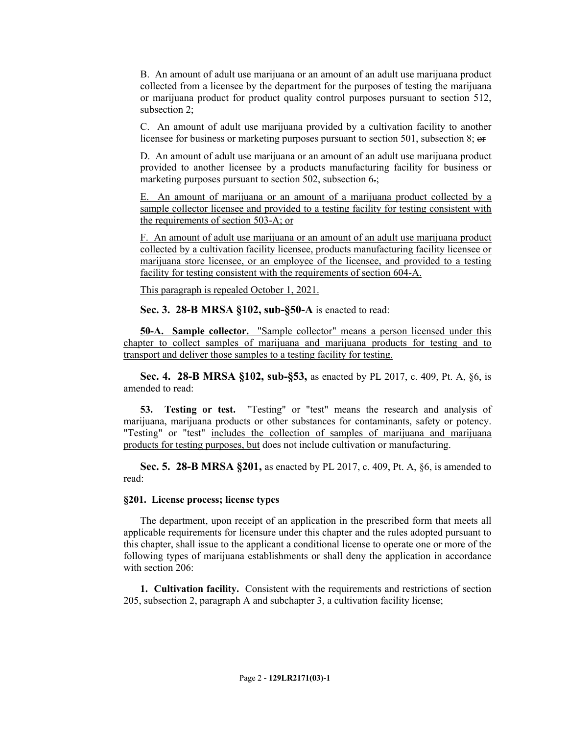B. An amount of adult use marijuana or an amount of an adult use marijuana product collected from a licensee by the department for the purposes of testing the marijuana or marijuana product for product quality control purposes pursuant to section 512, subsection 2;

C. An amount of adult use marijuana provided by a cultivation facility to another licensee for business or marketing purposes pursuant to section 501, subsection 8; ~~or~~

D. An amount of adult use marijuana or an amount of an adult use marijuana product provided to another licensee by a products manufacturing facility for business or marketing purposes pursuant to section 502, subsection 6~~.~~;

E. An amount of marijuana or an amount of a marijuana product collected by a sample collector licensee and provided to a testing facility for testing consistent with the requirements of section 503-A; or

F. An amount of adult use marijuana or an amount of an adult use marijuana product collected by a cultivation facility licensee, products manufacturing facility licensee or marijuana store licensee, or an employee of the licensee, and provided to a testing facility for testing consistent with the requirements of section 604-A.

This paragraph is repealed October 1, 2021.

**Sec. 3. 28-B MRSA §102, sub-§50-A** is enacted to read:

**50-A. Sample collector.** "Sample collector" means a person licensed under this chapter to collect samples of marijuana and marijuana products for testing and to transport and deliver those samples to a testing facility for testing.

**Sec. 4. 28-B MRSA §102, sub-§53,** as enacted by PL 2017, c. 409, Pt. A, §6, is amended to read:

**53. Testing or test.** "Testing" or "test" means the research and analysis of marijuana, marijuana products or other substances for contaminants, safety or potency. "Testing" or "test" includes the collection of samples of marijuana and marijuana products for testing purposes, but does not include cultivation or manufacturing.

**Sec. 5. 28-B MRSA §201,** as enacted by PL 2017, c. 409, Pt. A, §6, is amended to read:

**§201. License process; license types**

The department, upon receipt of an application in the prescribed form that meets all applicable requirements for licensure under this chapter and the rules adopted pursuant to this chapter, shall issue to the applicant a conditional license to operate one or more of the following types of marijuana establishments or shall deny the application in accordance with section 206:

**1. Cultivation facility.** Consistent with the requirements and restrictions of section 205, subsection 2, paragraph A and subchapter 3, a cultivation facility license;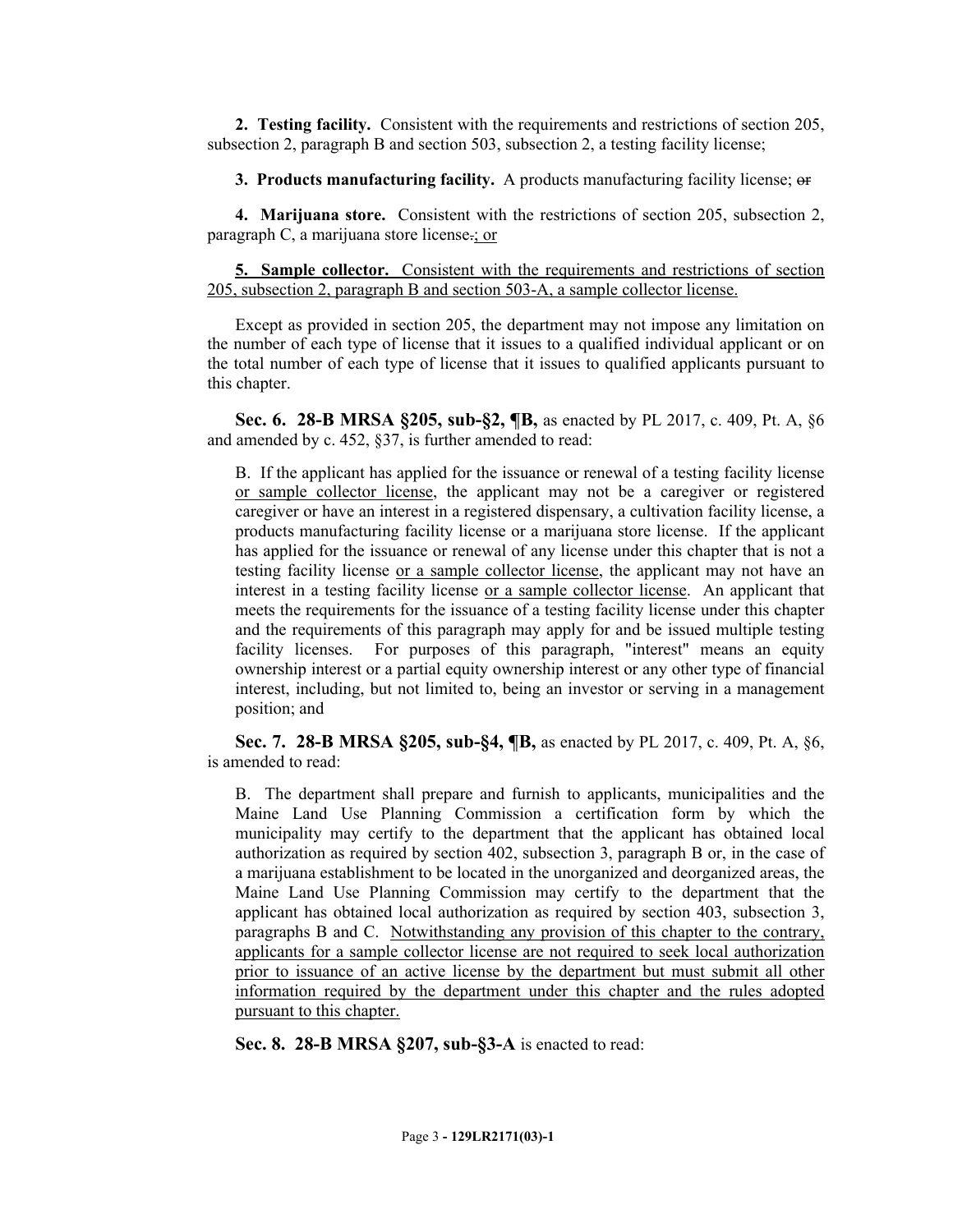**2. Testing facility.** Consistent with the requirements and restrictions of section 205, subsection 2, paragraph B and section 503, subsection 2, a testing facility license;

**3. Products manufacturing facility.** A products manufacturing facility license; ~~or~~

**4. Marijuana store.** Consistent with the restrictions of section 205, subsection 2, paragraph C, a marijuana store license~~.~~; or

**5. Sample collector.** Consistent with the requirements and restrictions of section 205, subsection 2, paragraph B and section 503-A, a sample collector license.

Except as provided in section 205, the department may not impose any limitation on the number of each type of license that it issues to a qualified individual applicant or on the total number of each type of license that it issues to qualified applicants pursuant to this chapter.

**Sec. 6. 28-B MRSA §205, sub-§2, ¶B,** as enacted by PL 2017, c. 409, Pt. A, §6 and amended by c. 452, §37, is further amended to read:

B. If the applicant has applied for the issuance or renewal of a testing facility license or sample collector license, the applicant may not be a caregiver or registered caregiver or have an interest in a registered dispensary, a cultivation facility license, a products manufacturing facility license or a marijuana store license. If the applicant has applied for the issuance or renewal of any license under this chapter that is not a testing facility license or a sample collector license, the applicant may not have an interest in a testing facility license or a sample collector license. An applicant that meets the requirements for the issuance of a testing facility license under this chapter and the requirements of this paragraph may apply for and be issued multiple testing facility licenses. For purposes of this paragraph, "interest" means an equity ownership interest or a partial equity ownership interest or any other type of financial interest, including, but not limited to, being an investor or serving in a management position; and

**Sec. 7. 28-B MRSA §205, sub-§4, ¶B,** as enacted by PL 2017, c. 409, Pt. A, §6, is amended to read:

B. The department shall prepare and furnish to applicants, municipalities and the Maine Land Use Planning Commission a certification form by which the municipality may certify to the department that the applicant has obtained local authorization as required by section 402, subsection 3, paragraph B or, in the case of a marijuana establishment to be located in the unorganized and deorganized areas, the Maine Land Use Planning Commission may certify to the department that the applicant has obtained local authorization as required by section 403, subsection 3, paragraphs B and C. Notwithstanding any provision of this chapter to the contrary, applicants for a sample collector license are not required to seek local authorization prior to issuance of an active license by the department but must submit all other information required by the department under this chapter and the rules adopted pursuant to this chapter.

**Sec. 8. 28-B MRSA §207, sub-§3-A** is enacted to read: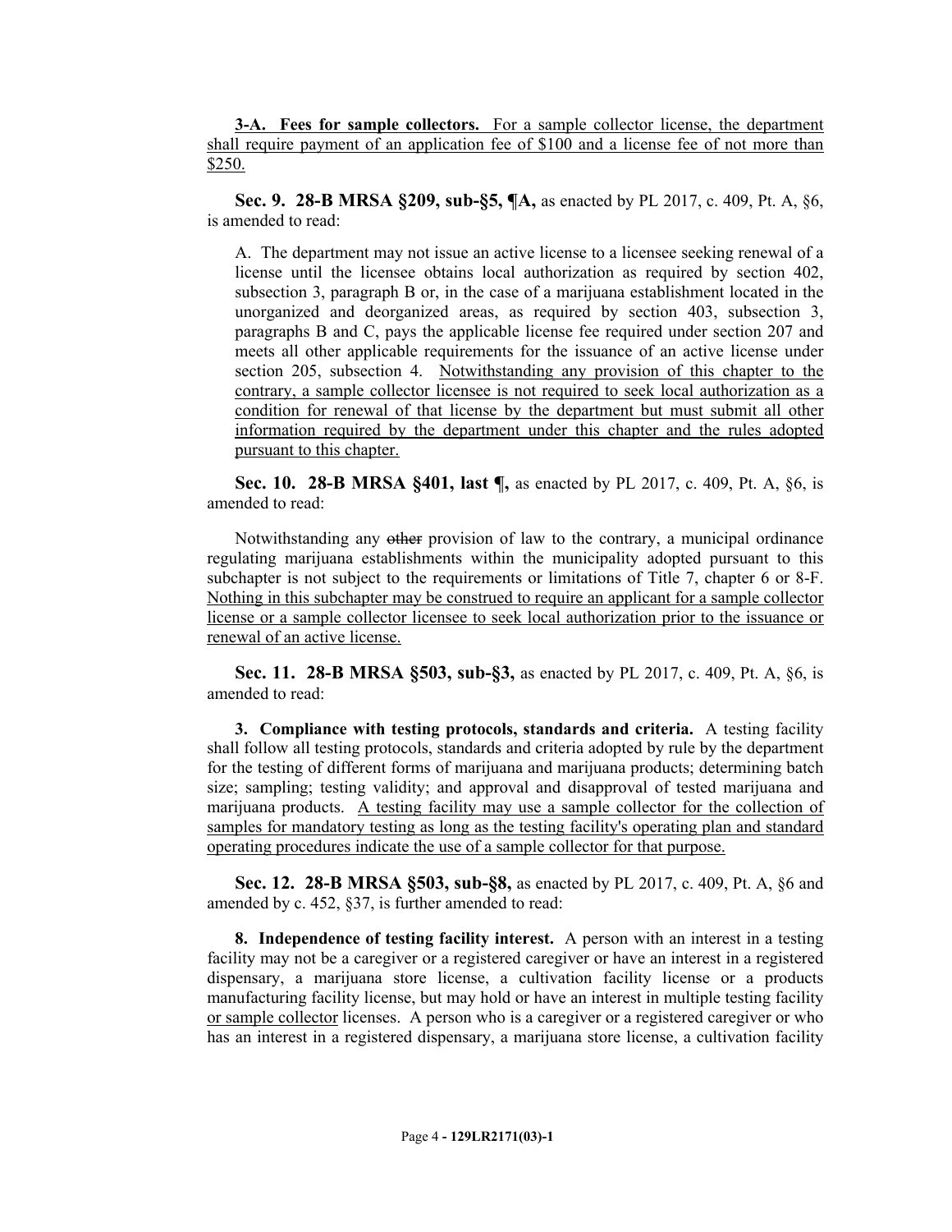**3-A. Fees for sample collectors.** For a sample collector license, the department shall require payment of an application fee of $100 and a license fee of not more than $250.

**Sec. 9. 28-B MRSA §209, sub-§5, ¶A,** as enacted by PL 2017, c. 409, Pt. A, §6, is amended to read:

A. The department may not issue an active license to a licensee seeking renewal of a license until the licensee obtains local authorization as required by section 402, subsection 3, paragraph B or, in the case of a marijuana establishment located in the unorganized and deorganized areas, as required by section 403, subsection 3, paragraphs B and C, pays the applicable license fee required under section 207 and meets all other applicable requirements for the issuance of an active license under section 205, subsection 4. Notwithstanding any provision of this chapter to the contrary, a sample collector licensee is not required to seek local authorization as a condition for renewal of that license by the department but must submit all other information required by the department under this chapter and the rules adopted pursuant to this chapter.

**Sec. 10. 28-B MRSA §401, last ¶,** as enacted by PL 2017, c. 409, Pt. A, §6, is amended to read:

Notwithstanding any ~~other~~ provision of law to the contrary, a municipal ordinance regulating marijuana establishments within the municipality adopted pursuant to this subchapter is not subject to the requirements or limitations of Title 7, chapter 6 or 8-F. Nothing in this subchapter may be construed to require an applicant for a sample collector license or a sample collector licensee to seek local authorization prior to the issuance or renewal of an active license.

**Sec. 11. 28-B MRSA §503, sub-§3,** as enacted by PL 2017, c. 409, Pt. A, §6, is amended to read:

**3. Compliance with testing protocols, standards and criteria.** A testing facility shall follow all testing protocols, standards and criteria adopted by rule by the department for the testing of different forms of marijuana and marijuana products; determining batch size; sampling; testing validity; and approval and disapproval of tested marijuana and marijuana products. A testing facility may use a sample collector for the collection of samples for mandatory testing as long as the testing facility's operating plan and standard operating procedures indicate the use of a sample collector for that purpose.

**Sec. 12. 28-B MRSA §503, sub-§8,** as enacted by PL 2017, c. 409, Pt. A, §6 and amended by c. 452, §37, is further amended to read:

**8. Independence of testing facility interest.** A person with an interest in a testing facility may not be a caregiver or a registered caregiver or have an interest in a registered dispensary, a marijuana store license, a cultivation facility license or a products manufacturing facility license, but may hold or have an interest in multiple testing facility or sample collector licenses. A person who is a caregiver or a registered caregiver or who has an interest in a registered dispensary, a marijuana store license, a cultivation facility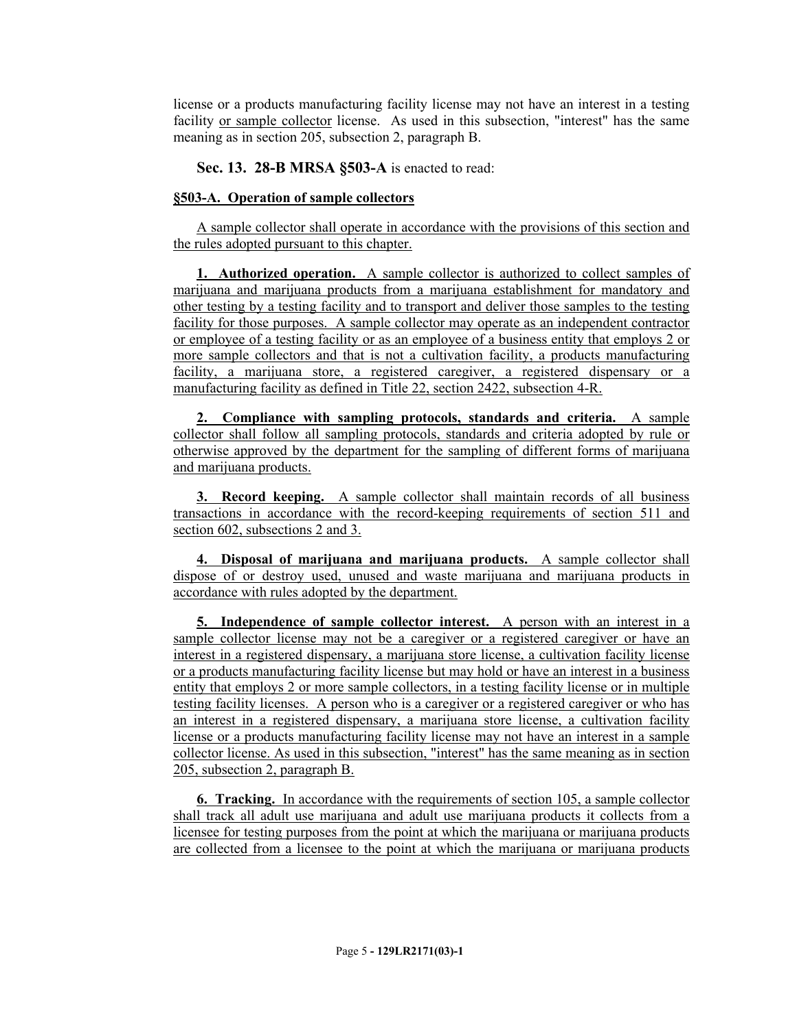license or a products manufacturing facility license may not have an interest in a testing facility or sample collector license. As used in this subsection, "interest" has the same meaning as in section 205, subsection 2, paragraph B.

**Sec. 13. 28-B MRSA §503-A** is enacted to read:

**§503-A. Operation of sample collectors**

A sample collector shall operate in accordance with the provisions of this section and the rules adopted pursuant to this chapter.

**1. Authorized operation.** A sample collector is authorized to collect samples of marijuana and marijuana products from a marijuana establishment for mandatory and other testing by a testing facility and to transport and deliver those samples to the testing facility for those purposes. A sample collector may operate as an independent contractor or employee of a testing facility or as an employee of a business entity that employs 2 or more sample collectors and that is not a cultivation facility, a products manufacturing facility, a marijuana store, a registered caregiver, a registered dispensary or a manufacturing facility as defined in Title 22, section 2422, subsection 4-R.

**2. Compliance with sampling protocols, standards and criteria.** A sample collector shall follow all sampling protocols, standards and criteria adopted by rule or otherwise approved by the department for the sampling of different forms of marijuana and marijuana products.

**3. Record keeping.** A sample collector shall maintain records of all business transactions in accordance with the record-keeping requirements of section 511 and section 602, subsections 2 and 3.

**4. Disposal of marijuana and marijuana products.** A sample collector shall dispose of or destroy used, unused and waste marijuana and marijuana products in accordance with rules adopted by the department.

**5. Independence of sample collector interest.** A person with an interest in a sample collector license may not be a caregiver or a registered caregiver or have an interest in a registered dispensary, a marijuana store license, a cultivation facility license or a products manufacturing facility license but may hold or have an interest in a business entity that employs 2 or more sample collectors, in a testing facility license or in multiple testing facility licenses. A person who is a caregiver or a registered caregiver or who has an interest in a registered dispensary, a marijuana store license, a cultivation facility license or a products manufacturing facility license may not have an interest in a sample collector license. As used in this subsection, "interest" has the same meaning as in section 205, subsection 2, paragraph B.

**6. Tracking.** In accordance with the requirements of section 105, a sample collector shall track all adult use marijuana and adult use marijuana products it collects from a licensee for testing purposes from the point at which the marijuana or marijuana products are collected from a licensee to the point at which the marijuana or marijuana products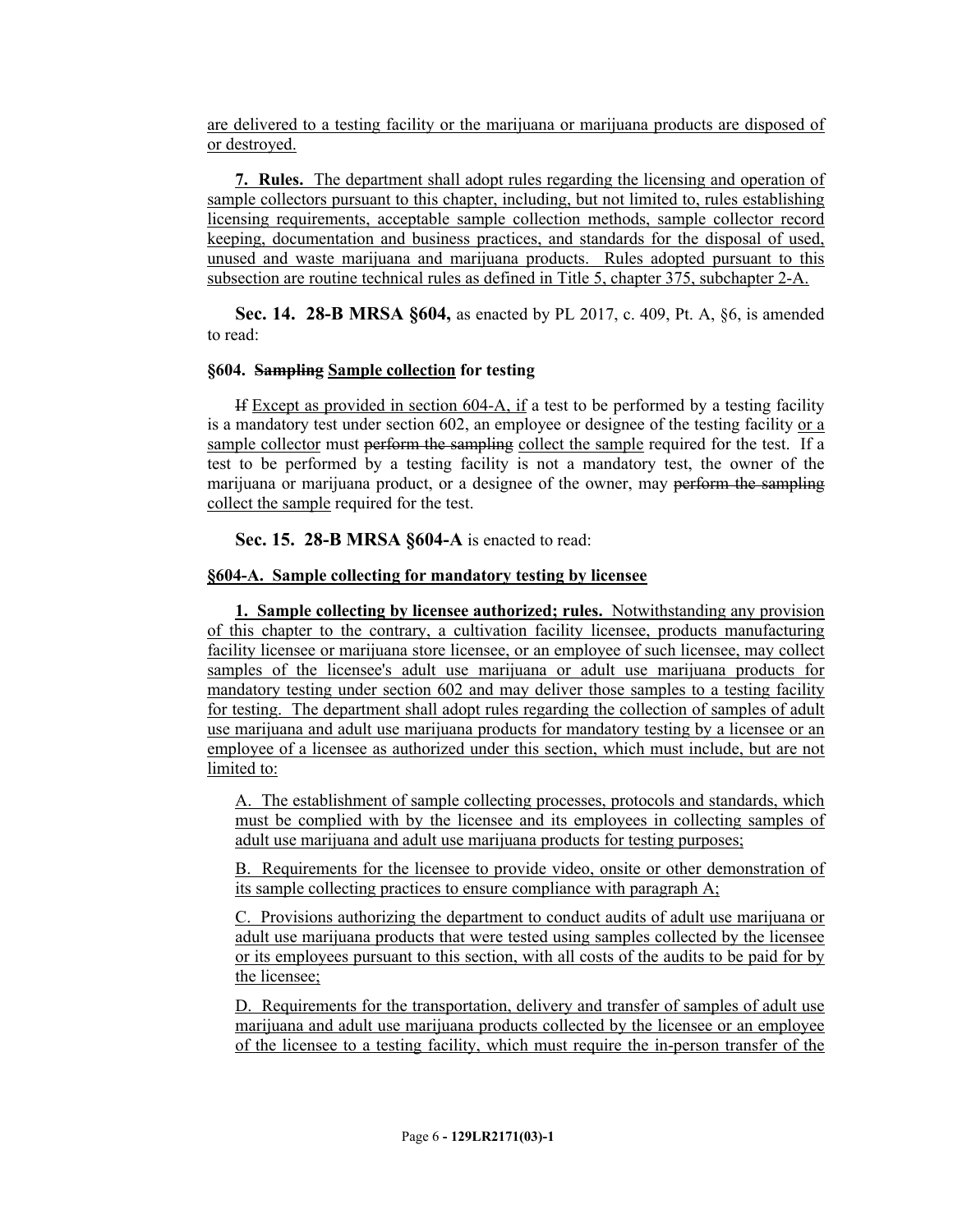are delivered to a testing facility or the marijuana or marijuana products are disposed of or destroyed.

**7. Rules.** The department shall adopt rules regarding the licensing and operation of sample collectors pursuant to this chapter, including, but not limited to, rules establishing licensing requirements, acceptable sample collection methods, sample collector record keeping, documentation and business practices, and standards for the disposal of used, unused and waste marijuana and marijuana products. Rules adopted pursuant to this subsection are routine technical rules as defined in Title 5, chapter 375, subchapter 2-A.

**Sec. 14. 28-B MRSA §604,** as enacted by PL 2017, c. 409, Pt. A, §6, is amended to read:

**§604. ~~Sampling~~ Sample collection for testing**

~~If~~ Except as provided in section 604-A, if a test to be performed by a testing facility is a mandatory test under section 602, an employee or designee of the testing facility or a sample collector must ~~perform the sampling~~ collect the sample required for the test. If a test to be performed by a testing facility is not a mandatory test, the owner of the marijuana or marijuana product, or a designee of the owner, may ~~perform the sampling~~ collect the sample required for the test.

**Sec. 15. 28-B MRSA §604-A** is enacted to read:

**§604-A. Sample collecting for mandatory testing by licensee**

**1. Sample collecting by licensee authorized; rules.** Notwithstanding any provision of this chapter to the contrary, a cultivation facility licensee, products manufacturing facility licensee or marijuana store licensee, or an employee of such licensee, may collect samples of the licensee's adult use marijuana or adult use marijuana products for mandatory testing under section 602 and may deliver those samples to a testing facility for testing. The department shall adopt rules regarding the collection of samples of adult use marijuana and adult use marijuana products for mandatory testing by a licensee or an employee of a licensee as authorized under this section, which must include, but are not limited to:

A. The establishment of sample collecting processes, protocols and standards, which must be complied with by the licensee and its employees in collecting samples of adult use marijuana and adult use marijuana products for testing purposes;

B. Requirements for the licensee to provide video, onsite or other demonstration of its sample collecting practices to ensure compliance with paragraph A;

C. Provisions authorizing the department to conduct audits of adult use marijuana or adult use marijuana products that were tested using samples collected by the licensee or its employees pursuant to this section, with all costs of the audits to be paid for by the licensee;

D. Requirements for the transportation, delivery and transfer of samples of adult use marijuana and adult use marijuana products collected by the licensee or an employee of the licensee to a testing facility, which must require the in-person transfer of the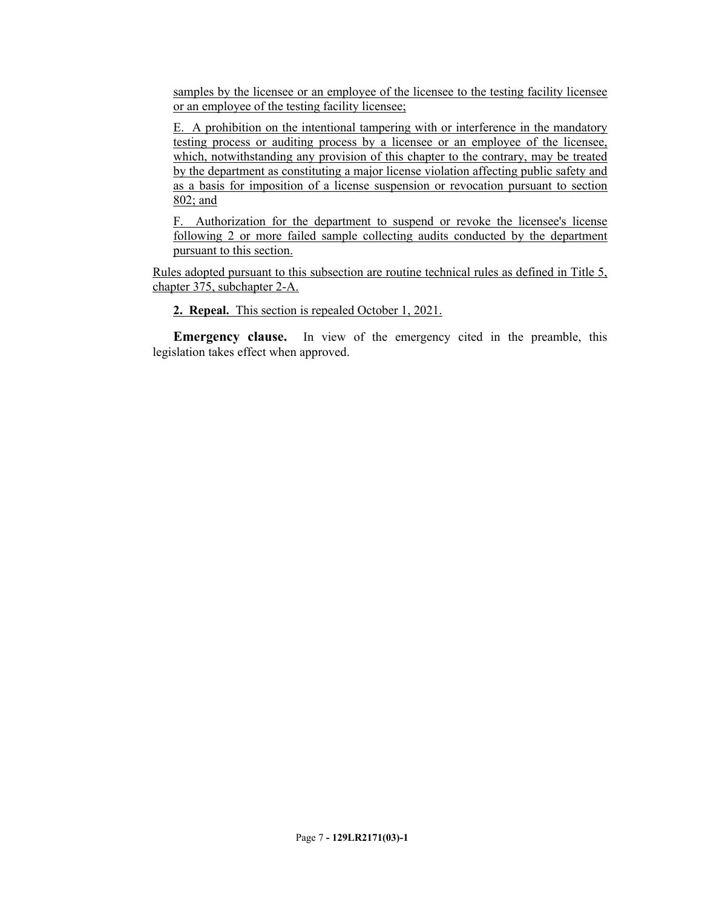samples by the licensee or an employee of the licensee to the testing facility licensee or an employee of the testing facility licensee;

E. A prohibition on the intentional tampering with or interference in the mandatory testing process or auditing process by a licensee or an employee of the licensee, which, notwithstanding any provision of this chapter to the contrary, may be treated by the department as constituting a major license violation affecting public safety and as a basis for imposition of a license suspension or revocation pursuant to section 802; and

F. Authorization for the department to suspend or revoke the licensee's license following 2 or more failed sample collecting audits conducted by the department pursuant to this section.

Rules adopted pursuant to this subsection are routine technical rules as defined in Title 5, chapter 375, subchapter 2-A.

**2. Repeal.** This section is repealed October 1, 2021.

**Emergency clause.** In view of the emergency cited in the preamble, this legislation takes effect when approved.